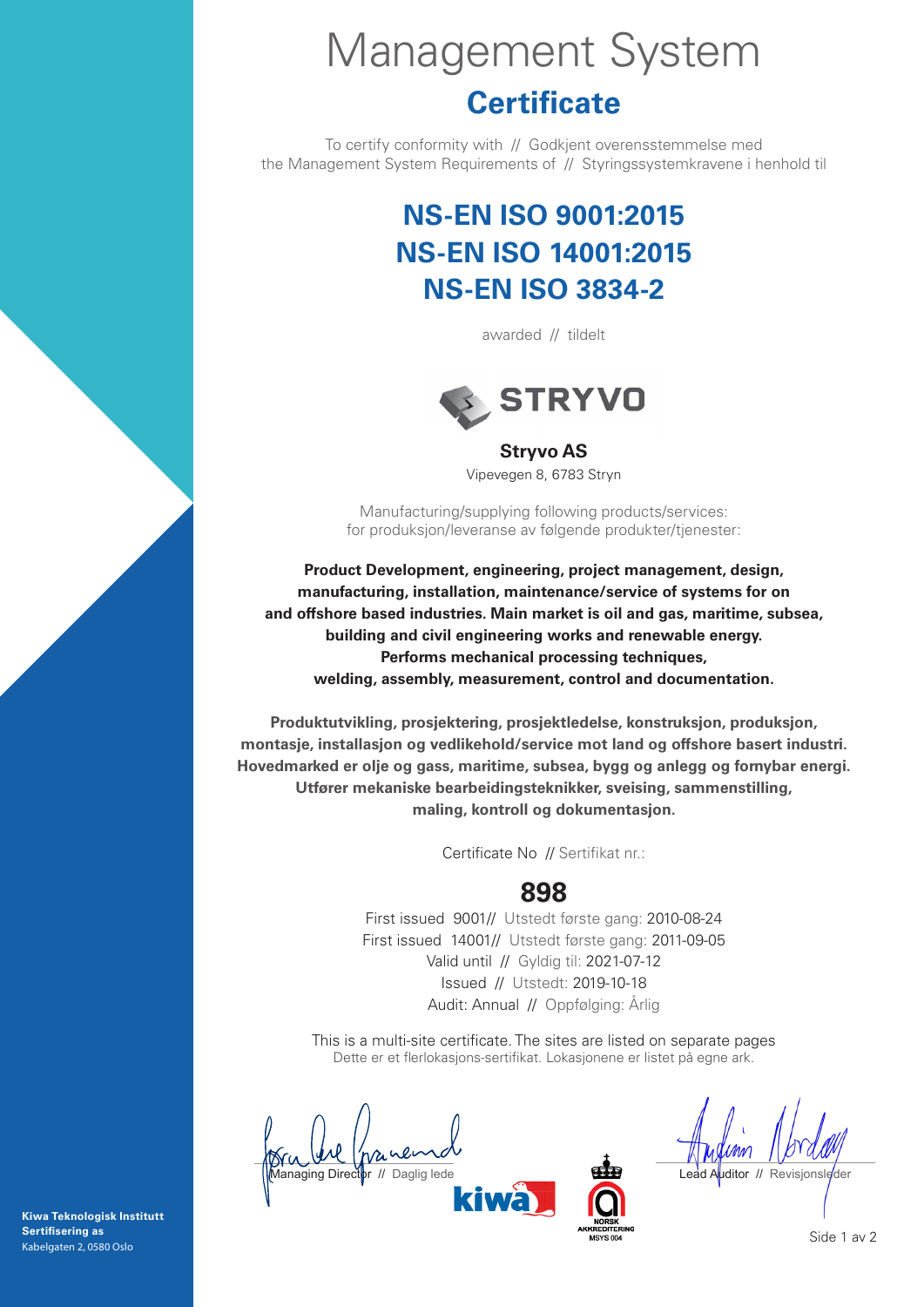# Management System

## Certificate

To certify conformity with // Godkjent overensstemmelse med
the Management System Requirements of // Styringssystemkravene i henhold til

## NS-EN ISO 9001:2015
## NS-EN ISO 14001:2015
## NS-EN ISO 3834-2

awarded // tildelt

STRYVO

**Stryvo AS**
Vipevegen 8, 6783 Stryn

Manufacturing/supplying following products/services:
for produksjon/leveranse av følgende produkter/tjenester:

**Product Development, engineering, project management, design, manufacturing, installation, maintenance/service of systems for on and offshore based industries. Main market is oil and gas, maritime, subsea, building and civil engineering works and renewable energy. Performs mechanical processing techniques, welding, assembly, measurement, control and documentation.**

**Produktutvikling, prosjektering, prosjektledelse, konstruksjon, produksjon, montasje, installasjon og vedlikehold/service mot land og offshore basert industri. Hovedmarked er olje og gass, maritime, subsea, bygg og anlegg og fornybar energi. Utfører mekaniske bearbeidingsteknikker, sveising, sammenstilling, maling, kontroll og dokumentasjon.**

Certificate No // Sertifikat nr.:

**898**

First issued 9001// Utstedt første gang: 2010-08-24
First issued 14001// Utstedt første gang: 2011-09-05
Valid until // Gyldig til: 2021-07-12
Issued // Utstedt: 2019-10-18
Audit: Annual // Oppfølging: Årlig

This is a multi-site certificate. The sites are listed on separate pages
Dette er et flerlokasjons-sertifikat. Lokasjonene er listet på egne ark.

Managing Director // Daglig leder

Lead Auditor // Revisjonsleder

kiwa

NORSK AKKREDITERING MSYS 004

**Kiwa Teknologisk Institutt Sertifisering as**
Kabelgaten 2, 0580 Oslo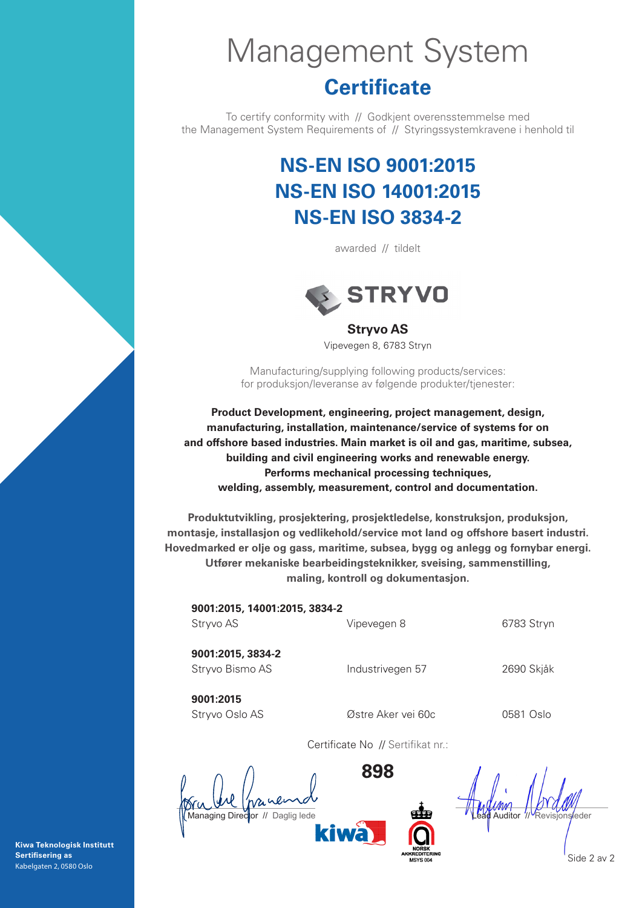# Management System

## Certificate

To certify conformity with // Godkjent overensstemmelse med
the Management System Requirements of // Styringssystemkravene i henhold til

## NS-EN ISO 9001:2015
## NS-EN ISO 14001:2015
## NS-EN ISO 3834-2

awarded // tildelt

STRYVO

**Stryvo AS**

Vipevegen 8, 6783 Stryn

Manufacturing/supplying following products/services:
for produksjon/leveranse av følgende produkter/tjenester:

**Product Development, engineering, project management, design, manufacturing, installation, maintenance/service of systems for on and offshore based industries. Main market is oil and gas, maritime, subsea, building and civil engineering works and renewable energy. Performs mechanical processing techniques, welding, assembly, measurement, control and documentation.**

**Produktutvikling, prosjektering, prosjektledelse, konstruksjon, produksjon, montasje, installasjon og vedlikehold/service mot land og offshore basert industri. Hovedmarked er olje og gass, maritime, subsea, bygg og anlegg og fornybar energi. Utfører mekaniske bearbeidingsteknikker, sveising, sammenstilling, maling, kontroll og dokumentasjon.**

**9001:2015, 14001:2015, 3834-2**

| | | |
|---|---|---|
| Stryvo AS | Vipevegen 8 | 6783 Stryn |

**9001:2015, 3834-2**

| | | |
|---|---|---|
| Stryvo Bismo AS | Industrivegen 57 | 2690 Skjåk |

**9001:2015**

| | | |
|---|---|---|
| Stryvo Oslo AS | Østre Aker vei 60c | 0581 Oslo |

Certificate No // Sertifikat nr.:

**898**

Managing Director // Daglig leder

Lead Auditor // Revisjonsleder

kiwa

NORSK AKKREDITERING MSYS 004

**Kiwa Teknologisk Institutt Sertifisering as**
Kabelgaten 2, 0580 Oslo